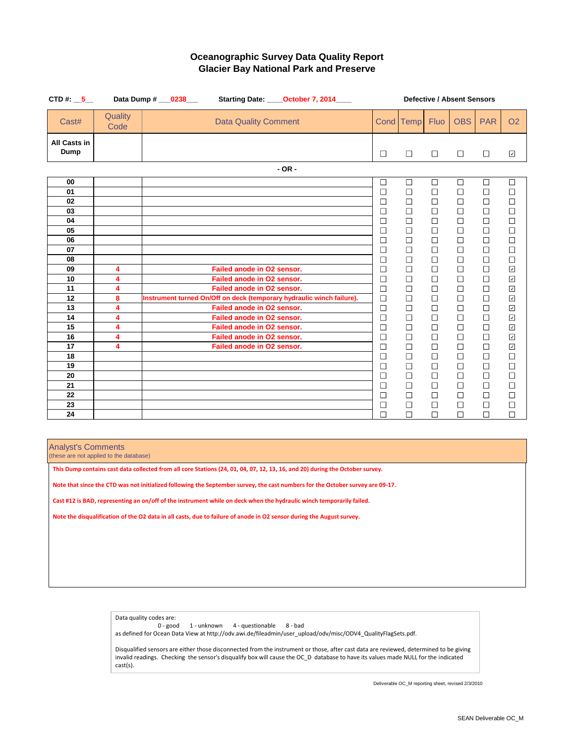# Oceanographic Survey Data Quality Report
## Glacier Bay National Park and Preserve

**CTD #:** 5 **Data Dump #** 0238 **Starting Date:** October 7, 2014

| Cast# | Quality Code | Data Quality Comment | Cond | Temp | Fluo | OBS | PAR | O2 |
|---|---|---|---|---|---|---|---|---|
| | | | **Defective / Absent Sensors** | | | | | |
| **All Casts in Dump** | | | ☐ | ☐ | ☐ | ☐ | ☐ | ☑ |

**- OR -**

| Cast# | Quality Code | Data Quality Comment | Cond | Temp | Fluo | OBS | PAR | O2 |
|---|---|---|---|---|---|---|---|---|
| 00 | | | ☐ | ☐ | ☐ | ☐ | ☐ | ☐ |
| 01 | | | ☐ | ☐ | ☐ | ☐ | ☐ | ☐ |
| 02 | | | ☐ | ☐ | ☐ | ☐ | ☐ | ☐ |
| 03 | | | ☐ | ☐ | ☐ | ☐ | ☐ | ☐ |
| 04 | | | ☐ | ☐ | ☐ | ☐ | ☐ | ☐ |
| 05 | | | ☐ | ☐ | ☐ | ☐ | ☐ | ☐ |
| 06 | | | ☐ | ☐ | ☐ | ☐ | ☐ | ☐ |
| 07 | | | ☐ | ☐ | ☐ | ☐ | ☐ | ☐ |
| 08 | | | ☐ | ☐ | ☐ | ☐ | ☐ | ☐ |
| 09 | 4 | Failed anode in O2 sensor. | ☐ | ☐ | ☐ | ☐ | ☐ | ☑ |
| 10 | 4 | Failed anode in O2 sensor. | ☐ | ☐ | ☐ | ☐ | ☐ | ☑ |
| 11 | 4 | Failed anode in O2 sensor. | ☐ | ☐ | ☐ | ☐ | ☐ | ☑ |
| 12 | 8 | Instrument turned On/Off on deck (temporary hydraulic winch failure). | ☐ | ☐ | ☐ | ☐ | ☐ | ☑ |
| 13 | 4 | Failed anode in O2 sensor. | ☐ | ☐ | ☐ | ☐ | ☐ | ☑ |
| 14 | 4 | Failed anode in O2 sensor. | ☐ | ☐ | ☐ | ☐ | ☐ | ☑ |
| 15 | 4 | Failed anode in O2 sensor. | ☐ | ☐ | ☐ | ☐ | ☐ | ☑ |
| 16 | 4 | Failed anode in O2 sensor. | ☐ | ☐ | ☐ | ☐ | ☐ | ☑ |
| 17 | 4 | Failed anode in O2 sensor. | ☐ | ☐ | ☐ | ☐ | ☐ | ☑ |
| 18 | | | ☐ | ☐ | ☐ | ☐ | ☐ | ☐ |
| 19 | | | ☐ | ☐ | ☐ | ☐ | ☐ | ☐ |
| 20 | | | ☐ | ☐ | ☐ | ☐ | ☐ | ☐ |
| 21 | | | ☐ | ☐ | ☐ | ☐ | ☐ | ☐ |
| 22 | | | ☐ | ☐ | ☐ | ☐ | ☐ | ☐ |
| 23 | | | ☐ | ☐ | ☐ | ☐ | ☐ | ☐ |
| 24 | | | ☐ | ☐ | ☐ | ☐ | ☐ | ☐ |

### Analyst's Comments
(these are not applied to the database)

**This Dump contains cast data collected from all core Stations (24, 01, 04, 07, 12, 13, 16, and 20) during the October survey.**

**Note that since the CTD was not initialized following the September survey, the cast numbers for the October survey are 09-17.**

**Cast #12 is BAD, representing an on/off of the instrument while on deck when the hydraulic winch temporarily failed.**

**Note the disqualification of the O2 data in all casts, due to failure of anode in O2 sensor during the August survey.**

Data quality codes are:
0 - good 1 - unknown 4 - questionable 8 - bad
as defined for Ocean Data View at http://odv.awi.de/fileadmin/user_upload/odv/misc/ODV4_QualityFlagSets.pdf.

Disqualified sensors are either those disconnected from the instrument or those, after cast data are reviewed, determined to be giving invalid readings. Checking the sensor's disqualify box will cause the OC_D database to have its values made NULL for the indicated cast(s).

Deliverable OC_M reporting sheet, revised 2/3/2010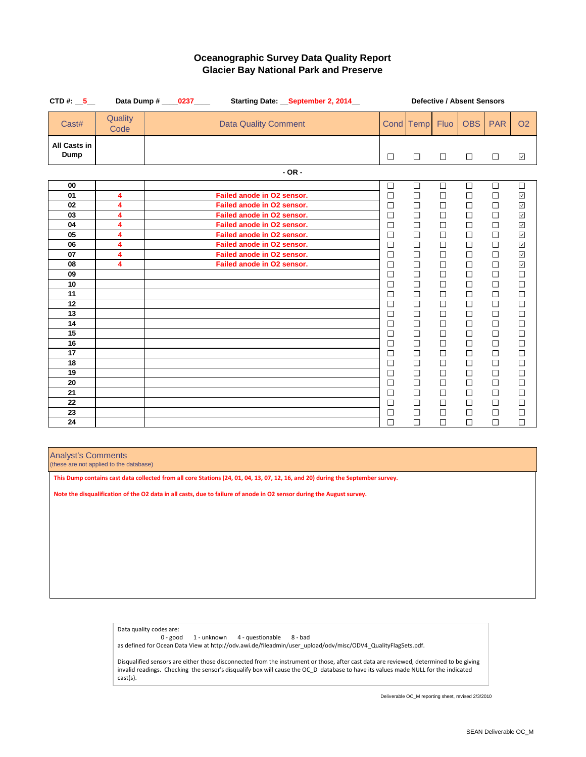# Oceanographic Survey Data Quality Report
## Glacier Bay National Park and Preserve

**CTD #:** __5__ **Data Dump #** ____0237____ **Starting Date:** __September 2, 2014__

**Defective / Absent Sensors**

| Cast# | Quality Code | Data Quality Comment | Cond | Temp | Fluo | OBS | PAR | O2 |
|---|---|---|---|---|---|---|---|---|
| **All Casts in Dump** | | | ☐ | ☐ | ☐ | ☐ | ☐ | ☑ |

**- OR -**

| Cast# | Quality Code | Data Quality Comment | Cond | Temp | Fluo | OBS | PAR | O2 |
|---|---|---|---|---|---|---|---|---|
| **00** | | | ☐ | ☐ | ☐ | ☐ | ☐ | ☐ |
| **01** | 4 | Failed anode in O2 sensor. | ☐ | ☐ | ☐ | ☐ | ☐ | ☑ |
| **02** | 4 | Failed anode in O2 sensor. | ☐ | ☐ | ☐ | ☐ | ☐ | ☑ |
| **03** | 4 | Failed anode in O2 sensor. | ☐ | ☐ | ☐ | ☐ | ☐ | ☑ |
| **04** | 4 | Failed anode in O2 sensor. | ☐ | ☐ | ☐ | ☐ | ☐ | ☑ |
| **05** | 4 | Failed anode in O2 sensor. | ☐ | ☐ | ☐ | ☐ | ☐ | ☑ |
| **06** | 4 | Failed anode in O2 sensor. | ☐ | ☐ | ☐ | ☐ | ☐ | ☑ |
| **07** | 4 | Failed anode in O2 sensor. | ☐ | ☐ | ☐ | ☐ | ☐ | ☑ |
| **08** | 4 | Failed anode in O2 sensor. | ☐ | ☐ | ☐ | ☐ | ☐ | ☑ |
| **09** | | | ☐ | ☐ | ☐ | ☐ | ☐ | ☐ |
| **10** | | | ☐ | ☐ | ☐ | ☐ | ☐ | ☐ |
| **11** | | | ☐ | ☐ | ☐ | ☐ | ☐ | ☐ |
| **12** | | | ☐ | ☐ | ☐ | ☐ | ☐ | ☐ |
| **13** | | | ☐ | ☐ | ☐ | ☐ | ☐ | ☐ |
| **14** | | | ☐ | ☐ | ☐ | ☐ | ☐ | ☐ |
| **15** | | | ☐ | ☐ | ☐ | ☐ | ☐ | ☐ |
| **16** | | | ☐ | ☐ | ☐ | ☐ | ☐ | ☐ |
| **17** | | | ☐ | ☐ | ☐ | ☐ | ☐ | ☐ |
| **18** | | | ☐ | ☐ | ☐ | ☐ | ☐ | ☐ |
| **19** | | | ☐ | ☐ | ☐ | ☐ | ☐ | ☐ |
| **20** | | | ☐ | ☐ | ☐ | ☐ | ☐ | ☐ |
| **21** | | | ☐ | ☐ | ☐ | ☐ | ☐ | ☐ |
| **22** | | | ☐ | ☐ | ☐ | ☐ | ☐ | ☐ |
| **23** | | | ☐ | ☐ | ☐ | ☐ | ☐ | ☐ |
| **24** | | | ☐ | ☐ | ☐ | ☐ | ☐ | ☐ |

**Analyst's Comments**
(these are not applied to the database)

**This Dump contains cast data collected from all core Stations (24, 01, 04, 13, 07, 12, 16, and 20) during the September survey.**

**Note the disqualification of the O2 data in all casts, due to failure of anode in O2 sensor during the August survey.**

Data quality codes are:
0 - good 1 - unknown 4 - questionable 8 - bad
as defined for Ocean Data View at http://odv.awi.de/fileadmin/user_upload/odv/misc/ODV4_QualityFlagSets.pdf.

Disqualified sensors are either those disconnected from the instrument or those, after cast data are reviewed, determined to be giving invalid readings. Checking the sensor's disqualify box will cause the OC_D database to have its values made NULL for the indicated cast(s).

Deliverable OC_M reporting sheet, revised 2/3/2010

SEAN Deliverable OC_M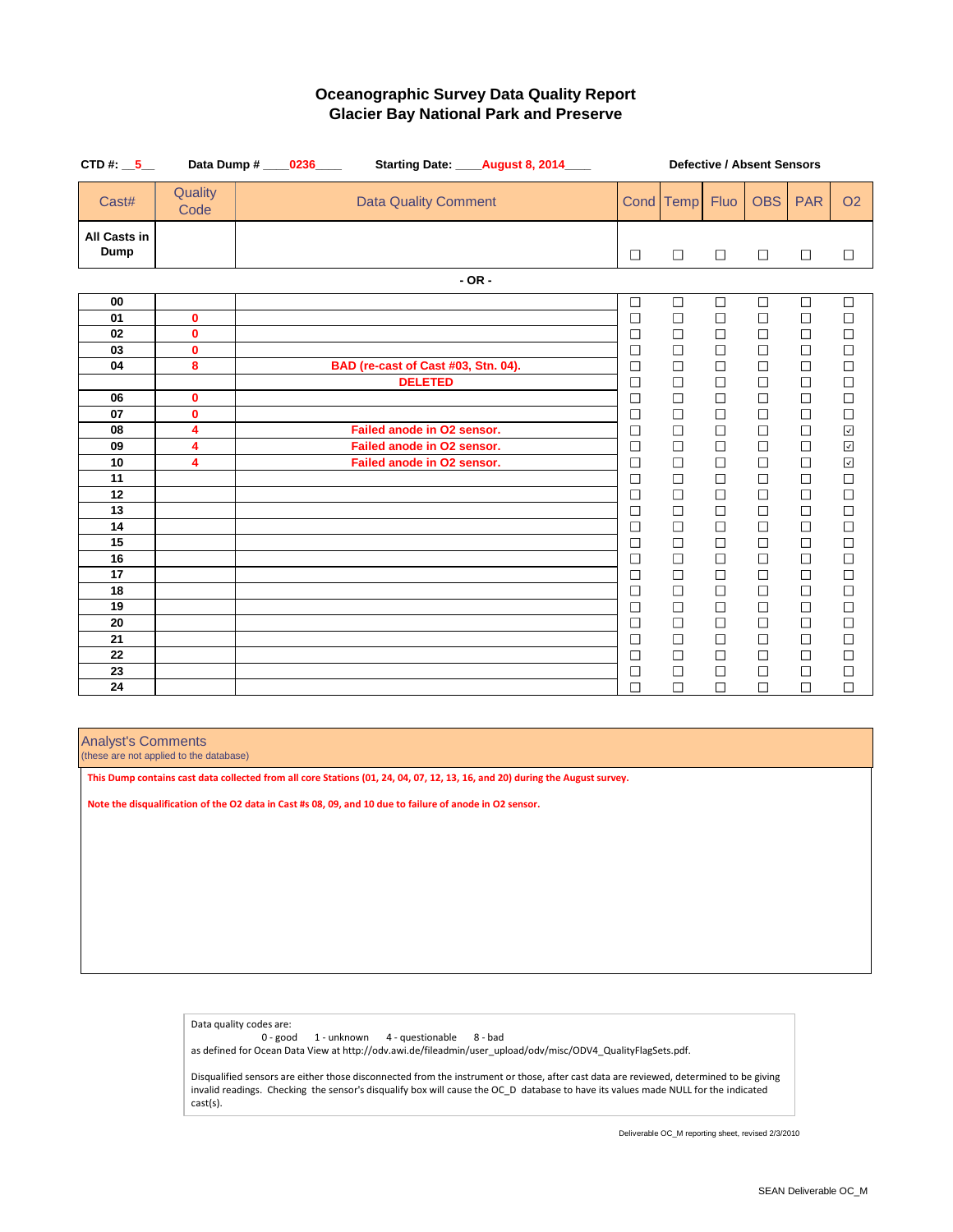# Oceanographic Survey Data Quality Report
## Glacier Bay National Park and Preserve

**CTD #:** __5__ **Data Dump #** ____0236____ **Starting Date:** ____August 8, 2014____

**Defective / Absent Sensors**

| Cast# | Quality Code | Data Quality Comment | Cond | Temp | Fluo | OBS | PAR | O2 |
|---|---|---|---|---|---|---|---|---|
| **All Casts in Dump** | | | ☐ | ☐ | ☐ | ☐ | ☐ | ☐ |

**- OR -**

| Cast# | Quality Code | Data Quality Comment | Cond | Temp | Fluo | OBS | PAR | O2 |
|---|---|---|---|---|---|---|---|---|
| **00** | | | ☐ | ☐ | ☐ | ☐ | ☐ | ☐ |
| **01** | **0** | | ☐ | ☐ | ☐ | ☐ | ☐ | ☐ |
| **02** | **0** | | ☐ | ☐ | ☐ | ☐ | ☐ | ☐ |
| **03** | **0** | | ☐ | ☐ | ☐ | ☐ | ☐ | ☐ |
| **04** | **8** | **BAD (re-cast of Cast #03, Stn. 04).** | ☐ | ☐ | ☐ | ☐ | ☐ | ☐ |
| | | **DELETED** | ☐ | ☐ | ☐ | ☐ | ☐ | ☐ |
| **06** | **0** | | ☐ | ☐ | ☐ | ☐ | ☐ | ☐ |
| **07** | **0** | | ☐ | ☐ | ☐ | ☐ | ☐ | ☐ |
| **08** | **4** | **Failed anode in O2 sensor.** | ☐ | ☐ | ☐ | ☐ | ☐ | ☑ |
| **09** | **4** | **Failed anode in O2 sensor.** | ☐ | ☐ | ☐ | ☐ | ☐ | ☑ |
| **10** | **4** | **Failed anode in O2 sensor.** | ☐ | ☐ | ☐ | ☐ | ☐ | ☑ |
| **11** | | | ☐ | ☐ | ☐ | ☐ | ☐ | ☐ |
| **12** | | | ☐ | ☐ | ☐ | ☐ | ☐ | ☐ |
| **13** | | | ☐ | ☐ | ☐ | ☐ | ☐ | ☐ |
| **14** | | | ☐ | ☐ | ☐ | ☐ | ☐ | ☐ |
| **15** | | | ☐ | ☐ | ☐ | ☐ | ☐ | ☐ |
| **16** | | | ☐ | ☐ | ☐ | ☐ | ☐ | ☐ |
| **17** | | | ☐ | ☐ | ☐ | ☐ | ☐ | ☐ |
| **18** | | | ☐ | ☐ | ☐ | ☐ | ☐ | ☐ |
| **19** | | | ☐ | ☐ | ☐ | ☐ | ☐ | ☐ |
| **20** | | | ☐ | ☐ | ☐ | ☐ | ☐ | ☐ |
| **21** | | | ☐ | ☐ | ☐ | ☐ | ☐ | ☐ |
| **22** | | | ☐ | ☐ | ☐ | ☐ | ☐ | ☐ |
| **23** | | | ☐ | ☐ | ☐ | ☐ | ☐ | ☐ |
| **24** | | | ☐ | ☐ | ☐ | ☐ | ☐ | ☐ |

### Analyst's Comments
(these are not applied to the database)

**This Dump contains cast data collected from all core Stations (01, 24, 04, 07, 12, 13, 16, and 20) during the August survey.**

**Note the disqualification of the O2 data in Cast #s 08, 09, and 10 due to failure of anode in O2 sensor.**

Data quality codes are:
0 - good 1 - unknown 4 - questionable 8 - bad
as defined for Ocean Data View at http://odv.awi.de/fileadmin/user_upload/odv/misc/ODV4_QualityFlagSets.pdf.

Disqualified sensors are either those disconnected from the instrument or those, after cast data are reviewed, determined to be giving invalid readings. Checking the sensor's disqualify box will cause the OC_D database to have its values made NULL for the indicated cast(s).

Deliverable OC_M reporting sheet, revised 2/3/2010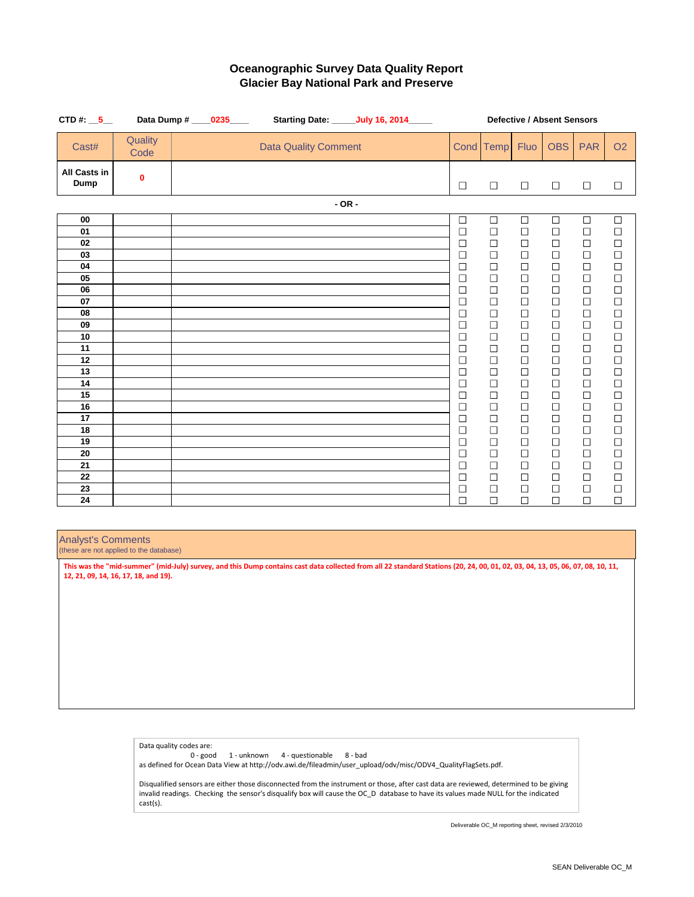# Oceanographic Survey Data Quality Report
## Glacier Bay National Park and Preserve

**CTD #:** __5__ **Data Dump #** ____0235____ **Starting Date:** _____July 16, 2014_____

| Cast# | Quality Code | Data Quality Comment | Cond | Temp | Fluo | OBS | PAR | O2 |
|---|---|---|---|---|---|---|---|---|
| | | | **Defective / Absent Sensors** | | | | | |
| **All Casts in Dump** | **0** | | ☐ | ☐ | ☐ | ☐ | ☐ | ☐ |

**- OR -**

| Cast# | Quality Code | Data Quality Comment | Cond | Temp | Fluo | OBS | PAR | O2 |
|---|---|---|---|---|---|---|---|---|
| **00** | | | ☐ | ☐ | ☐ | ☐ | ☐ | ☐ |
| **01** | | | ☐ | ☐ | ☐ | ☐ | ☐ | ☐ |
| **02** | | | ☐ | ☐ | ☐ | ☐ | ☐ | ☐ |
| **03** | | | ☐ | ☐ | ☐ | ☐ | ☐ | ☐ |
| **04** | | | ☐ | ☐ | ☐ | ☐ | ☐ | ☐ |
| **05** | | | ☐ | ☐ | ☐ | ☐ | ☐ | ☐ |
| **06** | | | ☐ | ☐ | ☐ | ☐ | ☐ | ☐ |
| **07** | | | ☐ | ☐ | ☐ | ☐ | ☐ | ☐ |
| **08** | | | ☐ | ☐ | ☐ | ☐ | ☐ | ☐ |
| **09** | | | ☐ | ☐ | ☐ | ☐ | ☐ | ☐ |
| **10** | | | ☐ | ☐ | ☐ | ☐ | ☐ | ☐ |
| **11** | | | ☐ | ☐ | ☐ | ☐ | ☐ | ☐ |
| **12** | | | ☐ | ☐ | ☐ | ☐ | ☐ | ☐ |
| **13** | | | ☐ | ☐ | ☐ | ☐ | ☐ | ☐ |
| **14** | | | ☐ | ☐ | ☐ | ☐ | ☐ | ☐ |
| **15** | | | ☐ | ☐ | ☐ | ☐ | ☐ | ☐ |
| **16** | | | ☐ | ☐ | ☐ | ☐ | ☐ | ☐ |
| **17** | | | ☐ | ☐ | ☐ | ☐ | ☐ | ☐ |
| **18** | | | ☐ | ☐ | ☐ | ☐ | ☐ | ☐ |
| **19** | | | ☐ | ☐ | ☐ | ☐ | ☐ | ☐ |
| **20** | | | ☐ | ☐ | ☐ | ☐ | ☐ | ☐ |
| **21** | | | ☐ | ☐ | ☐ | ☐ | ☐ | ☐ |
| **22** | | | ☐ | ☐ | ☐ | ☐ | ☐ | ☐ |
| **23** | | | ☐ | ☐ | ☐ | ☐ | ☐ | ☐ |
| **24** | | | ☐ | ☐ | ☐ | ☐ | ☐ | ☐ |

**Analyst's Comments**
(these are not applied to the database)

**This was the "mid-summer" (mid-July) survey, and this Dump contains cast data collected from all 22 standard Stations (20, 24, 00, 01, 02, 03, 04, 13, 05, 06, 07, 08, 10, 11, 12, 21, 09, 14, 16, 17, 18, and 19).**

Data quality codes are:
0 - good   1 - unknown   4 - questionable   8 - bad
as defined for Ocean Data View at http://odv.awi.de/fileadmin/user_upload/odv/misc/ODV4_QualityFlagSets.pdf.

Disqualified sensors are either those disconnected from the instrument or those, after cast data are reviewed, determined to be giving invalid readings. Checking the sensor's disqualify box will cause the OC_D database to have its values made NULL for the indicated cast(s).

Deliverable OC_M reporting sheet, revised 2/3/2010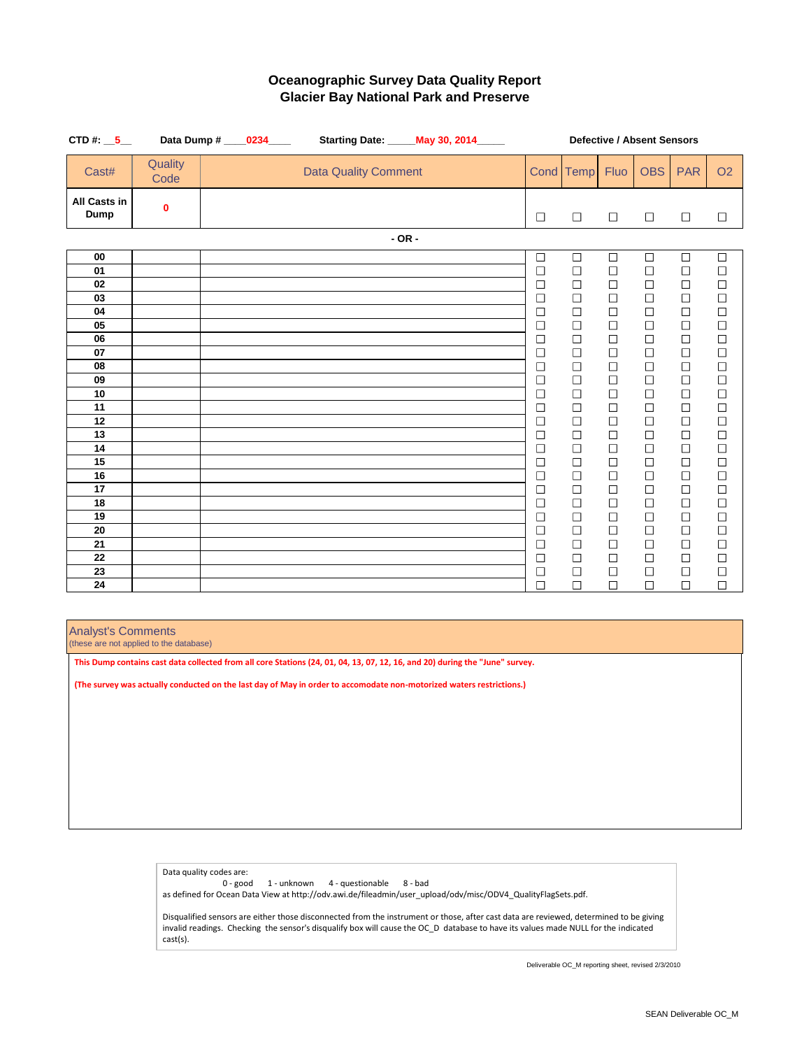# Oceanographic Survey Data Quality Report
## Glacier Bay National Park and Preserve

**CTD #:** __5__ **Data Dump #** ____0234____ **Starting Date:** _____May 30, 2014_____

| Cast# | Quality Code | Data Quality Comment | Cond | Temp | Fluo | OBS | PAR | O2 |
|---|---|---|---|---|---|---|---|---|
| | | | **Defective / Absent Sensors** | | | | | |
| **All Casts in Dump** | 0 | | ☐ | ☐ | ☐ | ☐ | ☐ | ☐ |

**- OR -**

| Cast# | Quality Code | Data Quality Comment | Cond | Temp | Fluo | OBS | PAR | O2 |
|---|---|---|---|---|---|---|---|---|
| 00 | | | ☐ | ☐ | ☐ | ☐ | ☐ | ☐ |
| 01 | | | ☐ | ☐ | ☐ | ☐ | ☐ | ☐ |
| 02 | | | ☐ | ☐ | ☐ | ☐ | ☐ | ☐ |
| 03 | | | ☐ | ☐ | ☐ | ☐ | ☐ | ☐ |
| 04 | | | ☐ | ☐ | ☐ | ☐ | ☐ | ☐ |
| 05 | | | ☐ | ☐ | ☐ | ☐ | ☐ | ☐ |
| 06 | | | ☐ | ☐ | ☐ | ☐ | ☐ | ☐ |
| 07 | | | ☐ | ☐ | ☐ | ☐ | ☐ | ☐ |
| 08 | | | ☐ | ☐ | ☐ | ☐ | ☐ | ☐ |
| 09 | | | ☐ | ☐ | ☐ | ☐ | ☐ | ☐ |
| 10 | | | ☐ | ☐ | ☐ | ☐ | ☐ | ☐ |
| 11 | | | ☐ | ☐ | ☐ | ☐ | ☐ | ☐ |
| 12 | | | ☐ | ☐ | ☐ | ☐ | ☐ | ☐ |
| 13 | | | ☐ | ☐ | ☐ | ☐ | ☐ | ☐ |
| 14 | | | ☐ | ☐ | ☐ | ☐ | ☐ | ☐ |
| 15 | | | ☐ | ☐ | ☐ | ☐ | ☐ | ☐ |
| 16 | | | ☐ | ☐ | ☐ | ☐ | ☐ | ☐ |
| 17 | | | ☐ | ☐ | ☐ | ☐ | ☐ | ☐ |
| 18 | | | ☐ | ☐ | ☐ | ☐ | ☐ | ☐ |
| 19 | | | ☐ | ☐ | ☐ | ☐ | ☐ | ☐ |
| 20 | | | ☐ | ☐ | ☐ | ☐ | ☐ | ☐ |
| 21 | | | ☐ | ☐ | ☐ | ☐ | ☐ | ☐ |
| 22 | | | ☐ | ☐ | ☐ | ☐ | ☐ | ☐ |
| 23 | | | ☐ | ☐ | ☐ | ☐ | ☐ | ☐ |
| 24 | | | ☐ | ☐ | ☐ | ☐ | ☐ | ☐ |

### Analyst's Comments
(these are not applied to the database)

**This Dump contains cast data collected from all core Stations (24, 01, 04, 13, 07, 12, 16, and 20) during the "June" survey.**

**(The survey was actually conducted on the last day of May in order to accomodate non-motorized waters restrictions.)**

Data quality codes are:
0 - good 1 - unknown 4 - questionable 8 - bad
as defined for Ocean Data View at http://odv.awi.de/fileadmin/user_upload/odv/misc/ODV4_QualityFlagSets.pdf.

Disqualified sensors are either those disconnected from the instrument or those, after cast data are reviewed, determined to be giving invalid readings. Checking the sensor's disqualify box will cause the OC_D database to have its values made NULL for the indicated cast(s).

Deliverable OC_M reporting sheet, revised 2/3/2010

SEAN Deliverable OC_M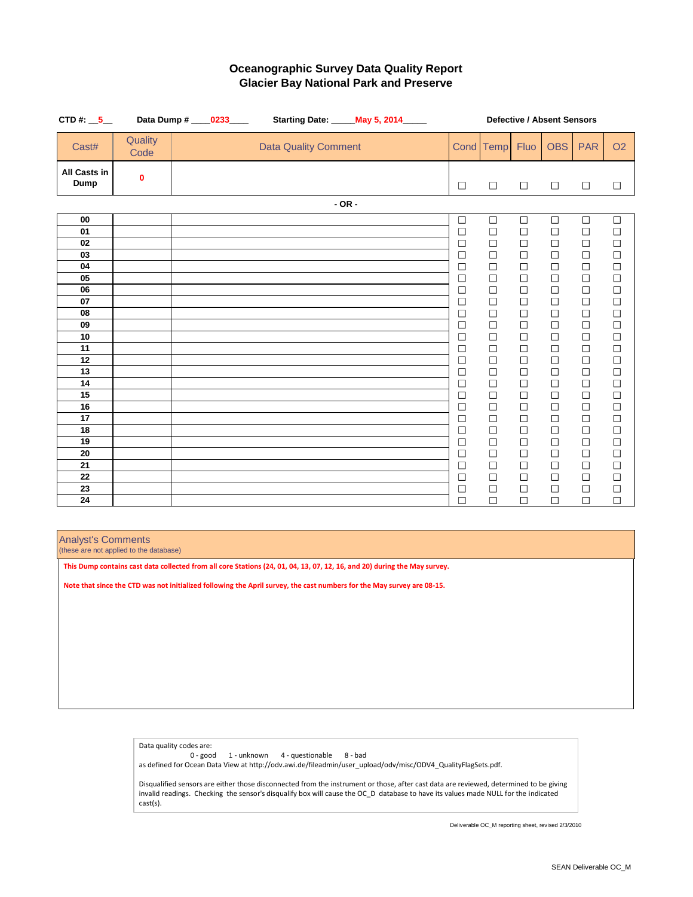# Oceanographic Survey Data Quality Report
## Glacier Bay National Park and Preserve

**CTD #:** __5__ **Data Dump #** ____0233____ **Starting Date:** _____May 5, 2014_____

**Defective / Absent Sensors**

| Cast# | Quality Code | Data Quality Comment | Cond | Temp | Fluo | OBS | PAR | O2 |
|---|---|---|---|---|---|---|---|---|
| **All Casts in Dump** | 0 | | ☐ | ☐ | ☐ | ☐ | ☐ | ☐ |

**- OR -**

| Cast# | Quality Code | Data Quality Comment | Cond | Temp | Fluo | OBS | PAR | O2 |
|---|---|---|---|---|---|---|---|---|
| 00 | | | ☐ | ☐ | ☐ | ☐ | ☐ | ☐ |
| 01 | | | ☐ | ☐ | ☐ | ☐ | ☐ | ☐ |
| 02 | | | ☐ | ☐ | ☐ | ☐ | ☐ | ☐ |
| 03 | | | ☐ | ☐ | ☐ | ☐ | ☐ | ☐ |
| 04 | | | ☐ | ☐ | ☐ | ☐ | ☐ | ☐ |
| 05 | | | ☐ | ☐ | ☐ | ☐ | ☐ | ☐ |
| 06 | | | ☐ | ☐ | ☐ | ☐ | ☐ | ☐ |
| 07 | | | ☐ | ☐ | ☐ | ☐ | ☐ | ☐ |
| 08 | | | ☐ | ☐ | ☐ | ☐ | ☐ | ☐ |
| 09 | | | ☐ | ☐ | ☐ | ☐ | ☐ | ☐ |
| 10 | | | ☐ | ☐ | ☐ | ☐ | ☐ | ☐ |
| 11 | | | ☐ | ☐ | ☐ | ☐ | ☐ | ☐ |
| 12 | | | ☐ | ☐ | ☐ | ☐ | ☐ | ☐ |
| 13 | | | ☐ | ☐ | ☐ | ☐ | ☐ | ☐ |
| 14 | | | ☐ | ☐ | ☐ | ☐ | ☐ | ☐ |
| 15 | | | ☐ | ☐ | ☐ | ☐ | ☐ | ☐ |
| 16 | | | ☐ | ☐ | ☐ | ☐ | ☐ | ☐ |
| 17 | | | ☐ | ☐ | ☐ | ☐ | ☐ | ☐ |
| 18 | | | ☐ | ☐ | ☐ | ☐ | ☐ | ☐ |
| 19 | | | ☐ | ☐ | ☐ | ☐ | ☐ | ☐ |
| 20 | | | ☐ | ☐ | ☐ | ☐ | ☐ | ☐ |
| 21 | | | ☐ | ☐ | ☐ | ☐ | ☐ | ☐ |
| 22 | | | ☐ | ☐ | ☐ | ☐ | ☐ | ☐ |
| 23 | | | ☐ | ☐ | ☐ | ☐ | ☐ | ☐ |
| 24 | | | ☐ | ☐ | ☐ | ☐ | ☐ | ☐ |

### Analyst's Comments
(these are not applied to the database)

**This Dump contains cast data collected from all core Stations (24, 01, 04, 13, 07, 12, 16, and 20) during the May survey.**

**Note that since the CTD was not initialized following the April survey, the cast numbers for the May survey are 08-15.**

Data quality codes are:
0 - good    1 - unknown    4 - questionable    8 - bad
as defined for Ocean Data View at http://odv.awi.de/fileadmin/user_upload/odv/misc/ODV4_QualityFlagSets.pdf.

Disqualified sensors are either those disconnected from the instrument or those, after cast data are reviewed, determined to be giving invalid readings. Checking the sensor's disqualify box will cause the OC_D database to have its values made NULL for the indicated cast(s).

Deliverable OC_M reporting sheet, revised 2/3/2010

SEAN Deliverable OC_M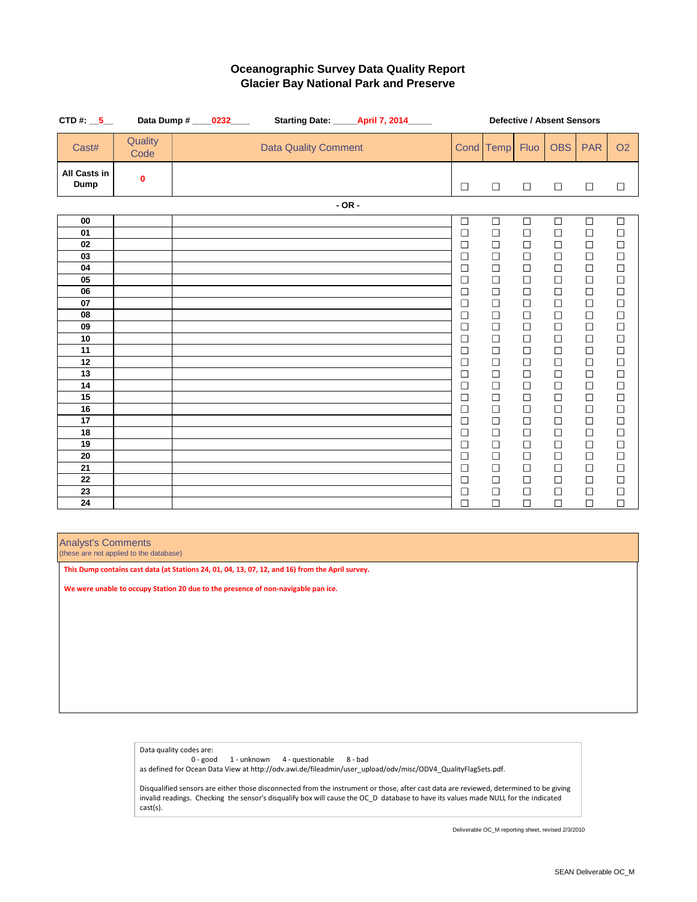# Oceanographic Survey Data Quality Report
## Glacier Bay National Park and Preserve

**CTD #:** __5__ **Data Dump #** ____0232____ **Starting Date:** _____April 7, 2014_____

**Defective / Absent Sensors**

| Cast# | Quality Code | Data Quality Comment | Cond | Temp | Fluo | OBS | PAR | O2 |
|---|---|---|---|---|---|---|---|---|
| **All Casts in Dump** | **0** | | ☐ | ☐ | ☐ | ☐ | ☐ | ☐ |

**- OR -**

| Cast# | Quality Code | Data Quality Comment | Cond | Temp | Fluo | OBS | PAR | O2 |
|---|---|---|---|---|---|---|---|---|
| **00** | | | ☐ | ☐ | ☐ | ☐ | ☐ | ☐ |
| **01** | | | ☐ | ☐ | ☐ | ☐ | ☐ | ☐ |
| **02** | | | ☐ | ☐ | ☐ | ☐ | ☐ | ☐ |
| **03** | | | ☐ | ☐ | ☐ | ☐ | ☐ | ☐ |
| **04** | | | ☐ | ☐ | ☐ | ☐ | ☐ | ☐ |
| **05** | | | ☐ | ☐ | ☐ | ☐ | ☐ | ☐ |
| **06** | | | ☐ | ☐ | ☐ | ☐ | ☐ | ☐ |
| **07** | | | ☐ | ☐ | ☐ | ☐ | ☐ | ☐ |
| **08** | | | ☐ | ☐ | ☐ | ☐ | ☐ | ☐ |
| **09** | | | ☐ | ☐ | ☐ | ☐ | ☐ | ☐ |
| **10** | | | ☐ | ☐ | ☐ | ☐ | ☐ | ☐ |
| **11** | | | ☐ | ☐ | ☐ | ☐ | ☐ | ☐ |
| **12** | | | ☐ | ☐ | ☐ | ☐ | ☐ | ☐ |
| **13** | | | ☐ | ☐ | ☐ | ☐ | ☐ | ☐ |
| **14** | | | ☐ | ☐ | ☐ | ☐ | ☐ | ☐ |
| **15** | | | ☐ | ☐ | ☐ | ☐ | ☐ | ☐ |
| **16** | | | ☐ | ☐ | ☐ | ☐ | ☐ | ☐ |
| **17** | | | ☐ | ☐ | ☐ | ☐ | ☐ | ☐ |
| **18** | | | ☐ | ☐ | ☐ | ☐ | ☐ | ☐ |
| **19** | | | ☐ | ☐ | ☐ | ☐ | ☐ | ☐ |
| **20** | | | ☐ | ☐ | ☐ | ☐ | ☐ | ☐ |
| **21** | | | ☐ | ☐ | ☐ | ☐ | ☐ | ☐ |
| **22** | | | ☐ | ☐ | ☐ | ☐ | ☐ | ☐ |
| **23** | | | ☐ | ☐ | ☐ | ☐ | ☐ | ☐ |
| **24** | | | ☐ | ☐ | ☐ | ☐ | ☐ | ☐ |

### Analyst's Comments
(these are not applied to the database)

**This Dump contains cast data (at Stations 24, 01, 04, 13, 07, 12, and 16) from the April survey.**

**We were unable to occupy Station 20 due to the presence of non-navigable pan ice.**

Data quality codes are:
0 - good 1 - unknown 4 - questionable 8 - bad
as defined for Ocean Data View at http://odv.awi.de/fileadmin/user_upload/odv/misc/ODV4_QualityFlagSets.pdf.

Disqualified sensors are either those disconnected from the instrument or those, after cast data are reviewed, determined to be giving invalid readings. Checking the sensor's disqualify box will cause the OC_D database to have its values made NULL for the indicated cast(s).

Deliverable OC_M reporting sheet, revised 2/3/2010

SEAN Deliverable OC_M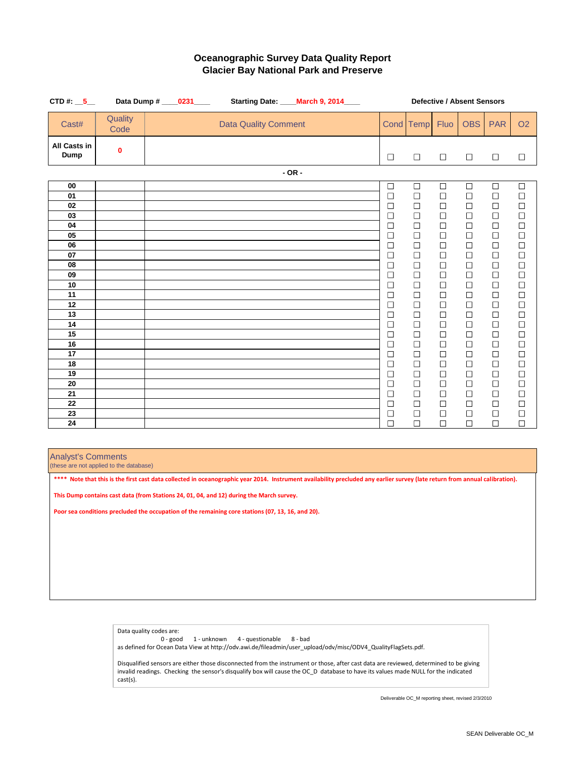# Oceanographic Survey Data Quality Report
## Glacier Bay National Park and Preserve

**CTD #:** __5__ **Data Dump #** ____0231____ **Starting Date:** ____March 9, 2014____ **Defective / Absent Sensors**

| Cast# | Quality Code | Data Quality Comment | Cond | Temp | Fluo | OBS | PAR | O2 |
|---|---|---|---|---|---|---|---|---|
| **All Casts in Dump** | 0 | | ☐ | ☐ | ☐ | ☐ | ☐ | ☐ |

**- OR -**

| Cast# | Quality Code | Data Quality Comment | Cond | Temp | Fluo | OBS | PAR | O2 |
|---|---|---|---|---|---|---|---|---|
| **00** | | | ☐ | ☐ | ☐ | ☐ | ☐ | ☐ |
| **01** | | | ☐ | ☐ | ☐ | ☐ | ☐ | ☐ |
| **02** | | | ☐ | ☐ | ☐ | ☐ | ☐ | ☐ |
| **03** | | | ☐ | ☐ | ☐ | ☐ | ☐ | ☐ |
| **04** | | | ☐ | ☐ | ☐ | ☐ | ☐ | ☐ |
| **05** | | | ☐ | ☐ | ☐ | ☐ | ☐ | ☐ |
| **06** | | | ☐ | ☐ | ☐ | ☐ | ☐ | ☐ |
| **07** | | | ☐ | ☐ | ☐ | ☐ | ☐ | ☐ |
| **08** | | | ☐ | ☐ | ☐ | ☐ | ☐ | ☐ |
| **09** | | | ☐ | ☐ | ☐ | ☐ | ☐ | ☐ |
| **10** | | | ☐ | ☐ | ☐ | ☐ | ☐ | ☐ |
| **11** | | | ☐ | ☐ | ☐ | ☐ | ☐ | ☐ |
| **12** | | | ☐ | ☐ | ☐ | ☐ | ☐ | ☐ |
| **13** | | | ☐ | ☐ | ☐ | ☐ | ☐ | ☐ |
| **14** | | | ☐ | ☐ | ☐ | ☐ | ☐ | ☐ |
| **15** | | | ☐ | ☐ | ☐ | ☐ | ☐ | ☐ |
| **16** | | | ☐ | ☐ | ☐ | ☐ | ☐ | ☐ |
| **17** | | | ☐ | ☐ | ☐ | ☐ | ☐ | ☐ |
| **18** | | | ☐ | ☐ | ☐ | ☐ | ☐ | ☐ |
| **19** | | | ☐ | ☐ | ☐ | ☐ | ☐ | ☐ |
| **20** | | | ☐ | ☐ | ☐ | ☐ | ☐ | ☐ |
| **21** | | | ☐ | ☐ | ☐ | ☐ | ☐ | ☐ |
| **22** | | | ☐ | ☐ | ☐ | ☐ | ☐ | ☐ |
| **23** | | | ☐ | ☐ | ☐ | ☐ | ☐ | ☐ |
| **24** | | | ☐ | ☐ | ☐ | ☐ | ☐ | ☐ |

**Analyst's Comments**
(these are not applied to the database)

**\*\*\*\* Note that this is the first cast data collected in oceanographic year 2014. Instrument availability precluded any earlier survey (late return from annual calibration).**

**This Dump contains cast data (from Stations 24, 01, 04, and 12) during the March survey.**

**Poor sea conditions precluded the occupation of the remaining core stations (07, 13, 16, and 20).**

Data quality codes are:
0 - good 1 - unknown 4 - questionable 8 - bad
as defined for Ocean Data View at http://odv.awi.de/fileadmin/user_upload/odv/misc/ODV4_QualityFlagSets.pdf.

Disqualified sensors are either those disconnected from the instrument or those, after cast data are reviewed, determined to be giving invalid readings. Checking the sensor's disqualify box will cause the OC_D database to have its values made NULL for the indicated cast(s).

Deliverable OC_M reporting sheet, revised 2/3/2010